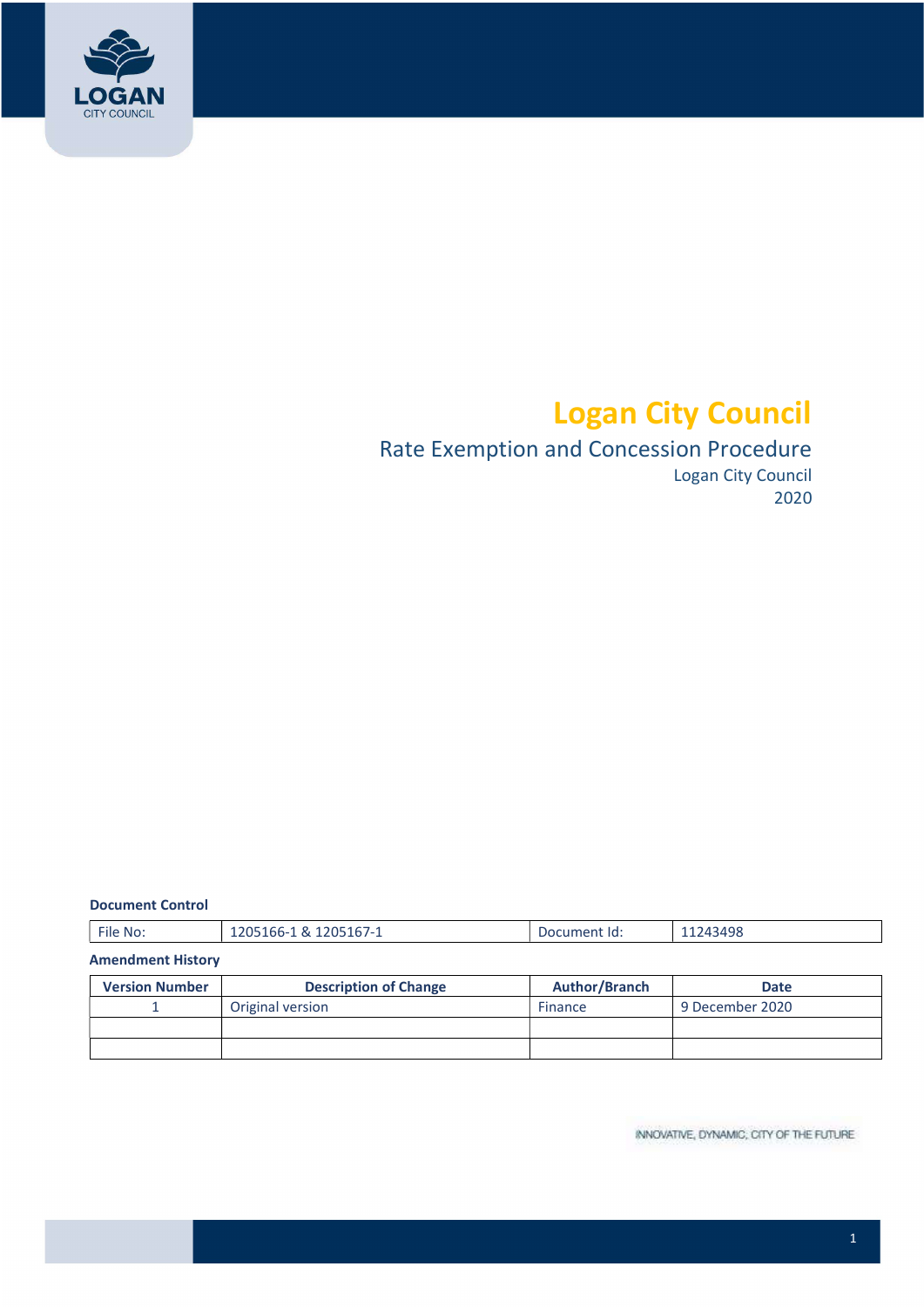# Logan City Council

## Rate Exemption and Concession Procedure

Logan City Council

2020

**Document Control**

| File No: | 1205166-1 & 1205167-1 | Document Id: | 11243498 |
|---|---|---|---|

**Amendment History**

| Version Number | Description of Change | Author/Branch | Date |
|---|---|---|---|
| 1 | Original version | Finance | 9 December 2020 |
| | | | |
| | | | |

INNOVATIVE, DYNAMIC, CITY OF THE FUTURE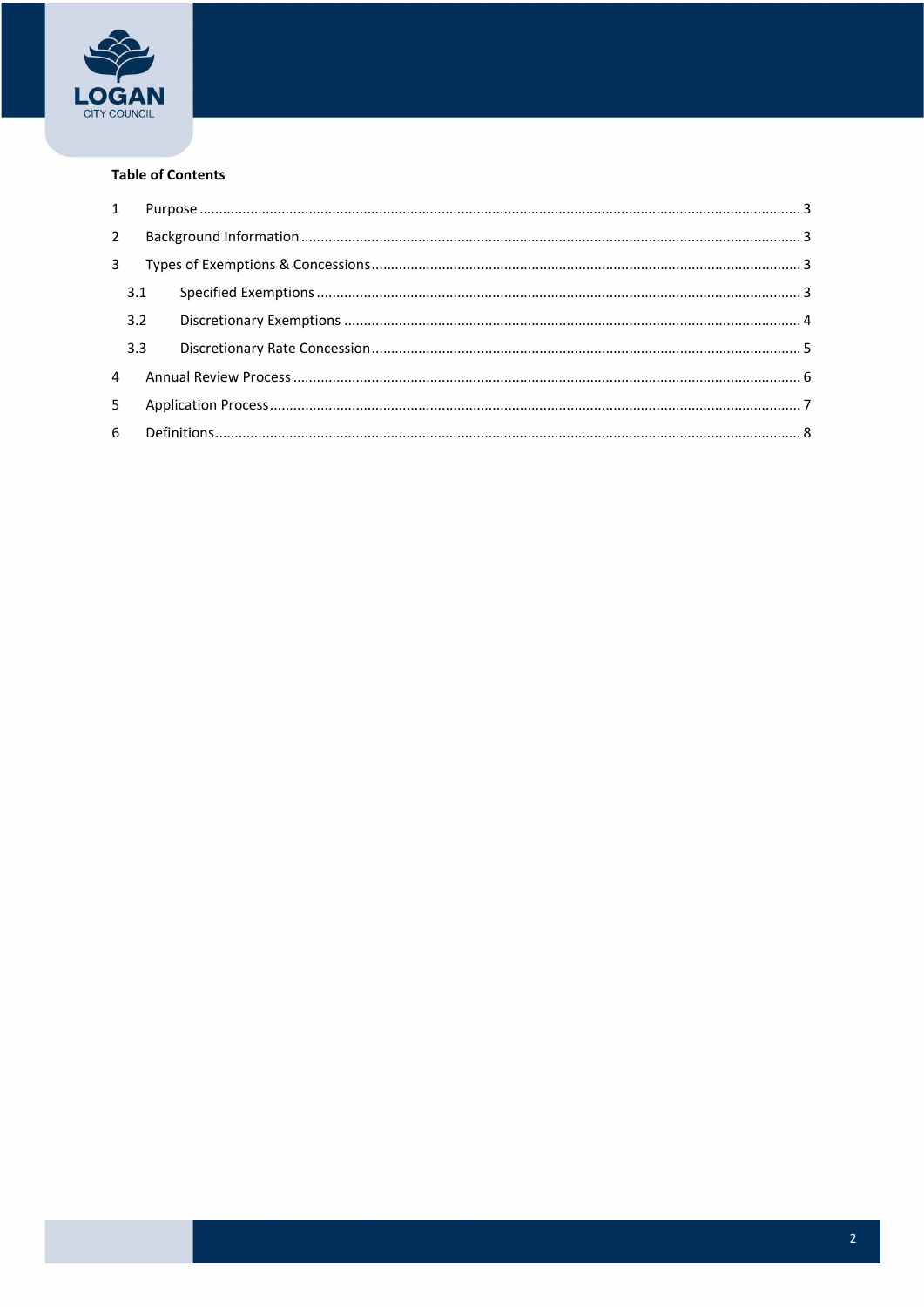**Table of Contents**

1 Purpose ........................................................................................................ 3

2 Background Information .................................................................................. 3

3 Types of Exemptions & Concessions ................................................................... 3

  3.1 Specified Exemptions .................................................................................. 3

  3.2 Discretionary Exemptions ............................................................................ 4

  3.3 Discretionary Rate Concession ..................................................................... 5

4 Annual Review Process ..................................................................................... 6

5 Application Process .......................................................................................... 7

6 Definitions ..................................................................................................... 8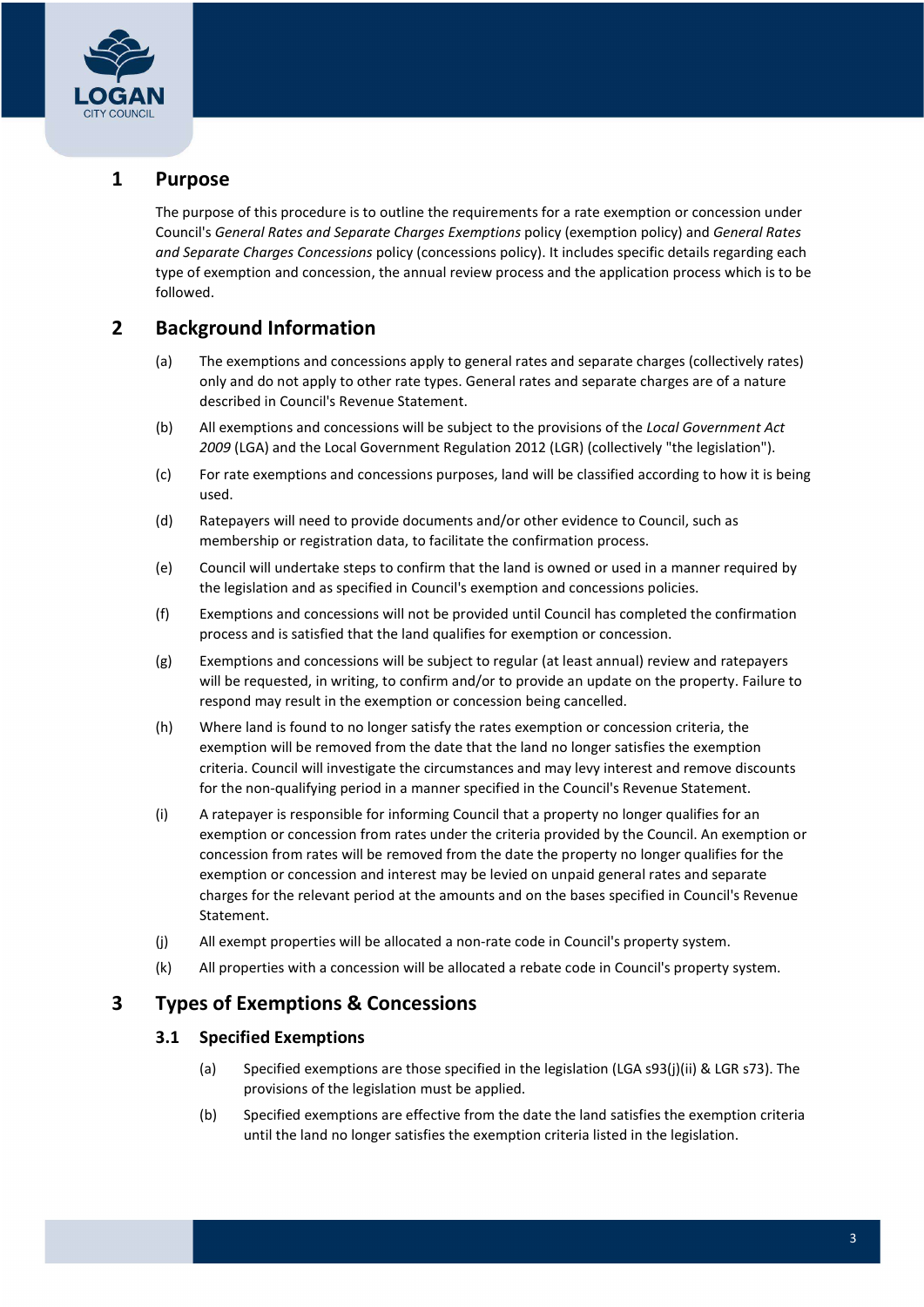## 1 Purpose

The purpose of this procedure is to outline the requirements for a rate exemption or concession under Council's *General Rates and Separate Charges Exemptions* policy (exemption policy) and *General Rates and Separate Charges Concessions* policy (concessions policy). It includes specific details regarding each type of exemption and concession, the annual review process and the application process which is to be followed.

## 2 Background Information

(a) The exemptions and concessions apply to general rates and separate charges (collectively rates) only and do not apply to other rate types. General rates and separate charges are of a nature described in Council's Revenue Statement.

(b) All exemptions and concessions will be subject to the provisions of the *Local Government Act 2009* (LGA) and the Local Government Regulation 2012 (LGR) (collectively "the legislation").

(c) For rate exemptions and concessions purposes, land will be classified according to how it is being used.

(d) Ratepayers will need to provide documents and/or other evidence to Council, such as membership or registration data, to facilitate the confirmation process.

(e) Council will undertake steps to confirm that the land is owned or used in a manner required by the legislation and as specified in Council's exemption and concessions policies.

(f) Exemptions and concessions will not be provided until Council has completed the confirmation process and is satisfied that the land qualifies for exemption or concession.

(g) Exemptions and concessions will be subject to regular (at least annual) review and ratepayers will be requested, in writing, to confirm and/or to provide an update on the property. Failure to respond may result in the exemption or concession being cancelled.

(h) Where land is found to no longer satisfy the rates exemption or concession criteria, the exemption will be removed from the date that the land no longer satisfies the exemption criteria. Council will investigate the circumstances and may levy interest and remove discounts for the non-qualifying period in a manner specified in the Council's Revenue Statement.

(i) A ratepayer is responsible for informing Council that a property no longer qualifies for an exemption or concession from rates under the criteria provided by the Council. An exemption or concession from rates will be removed from the date the property no longer qualifies for the exemption or concession and interest may be levied on unpaid general rates and separate charges for the relevant period at the amounts and on the bases specified in Council's Revenue Statement.

(j) All exempt properties will be allocated a non-rate code in Council's property system.

(k) All properties with a concession will be allocated a rebate code in Council's property system.

## 3 Types of Exemptions & Concessions

### 3.1 Specified Exemptions

(a) Specified exemptions are those specified in the legislation (LGA s93(j)(ii) & LGR s73). The provisions of the legislation must be applied.

(b) Specified exemptions are effective from the date the land satisfies the exemption criteria until the land no longer satisfies the exemption criteria listed in the legislation.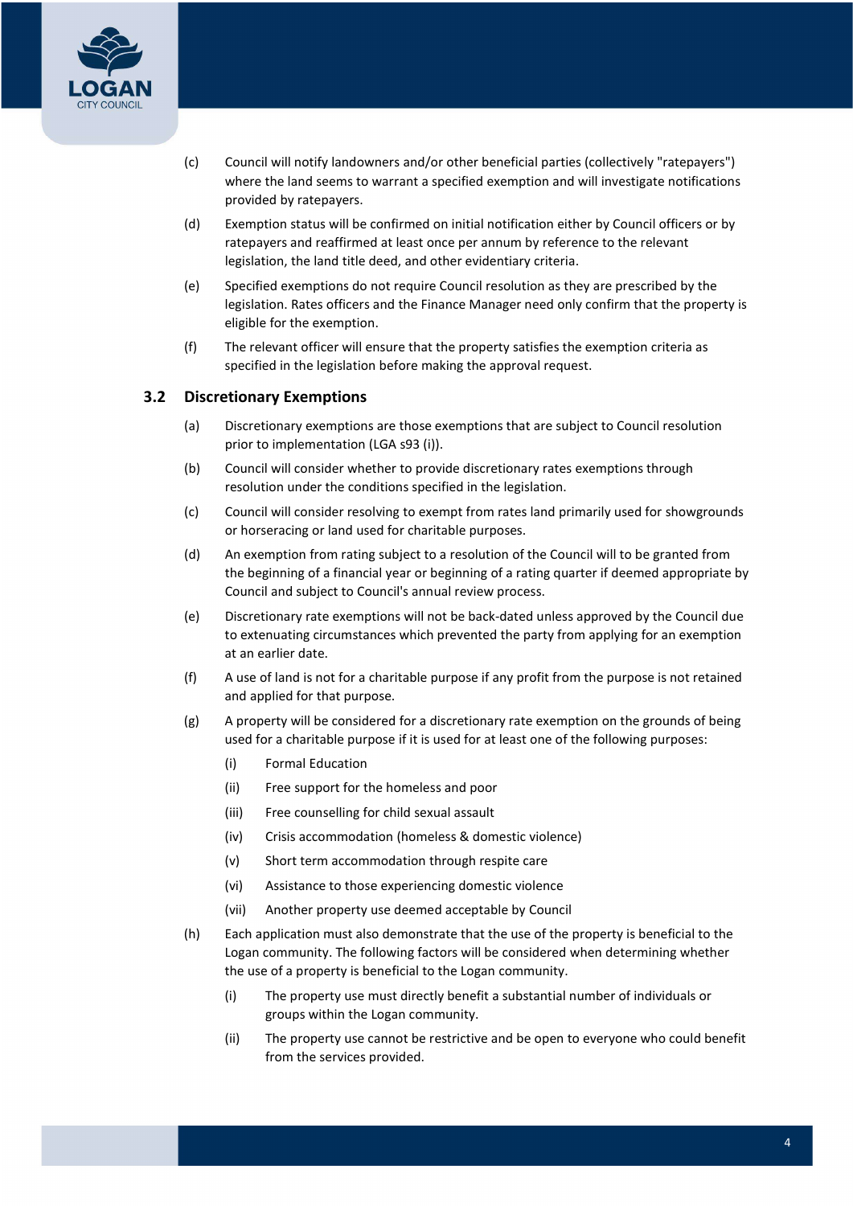(c) Council will notify landowners and/or other beneficial parties (collectively "ratepayers") where the land seems to warrant a specified exemption and will investigate notifications provided by ratepayers.

(d) Exemption status will be confirmed on initial notification either by Council officers or by ratepayers and reaffirmed at least once per annum by reference to the relevant legislation, the land title deed, and other evidentiary criteria.

(e) Specified exemptions do not require Council resolution as they are prescribed by the legislation. Rates officers and the Finance Manager need only confirm that the property is eligible for the exemption.

(f) The relevant officer will ensure that the property satisfies the exemption criteria as specified in the legislation before making the approval request.

## 3.2 Discretionary Exemptions

(a) Discretionary exemptions are those exemptions that are subject to Council resolution prior to implementation (LGA s93 (i)).

(b) Council will consider whether to provide discretionary rates exemptions through resolution under the conditions specified in the legislation.

(c) Council will consider resolving to exempt from rates land primarily used for showgrounds or horseracing or land used for charitable purposes.

(d) An exemption from rating subject to a resolution of the Council will to be granted from the beginning of a financial year or beginning of a rating quarter if deemed appropriate by Council and subject to Council's annual review process.

(e) Discretionary rate exemptions will not be back-dated unless approved by the Council due to extenuating circumstances which prevented the party from applying for an exemption at an earlier date.

(f) A use of land is not for a charitable purpose if any profit from the purpose is not retained and applied for that purpose.

(g) A property will be considered for a discretionary rate exemption on the grounds of being used for a charitable purpose if it is used for at least one of the following purposes:

   (i) Formal Education

   (ii) Free support for the homeless and poor

   (iii) Free counselling for child sexual assault

   (iv) Crisis accommodation (homeless & domestic violence)

   (v) Short term accommodation through respite care

   (vi) Assistance to those experiencing domestic violence

   (vii) Another property use deemed acceptable by Council

(h) Each application must also demonstrate that the use of the property is beneficial to the Logan community. The following factors will be considered when determining whether the use of a property is beneficial to the Logan community.

   (i) The property use must directly benefit a substantial number of individuals or groups within the Logan community.

   (ii) The property use cannot be restrictive and be open to everyone who could benefit from the services provided.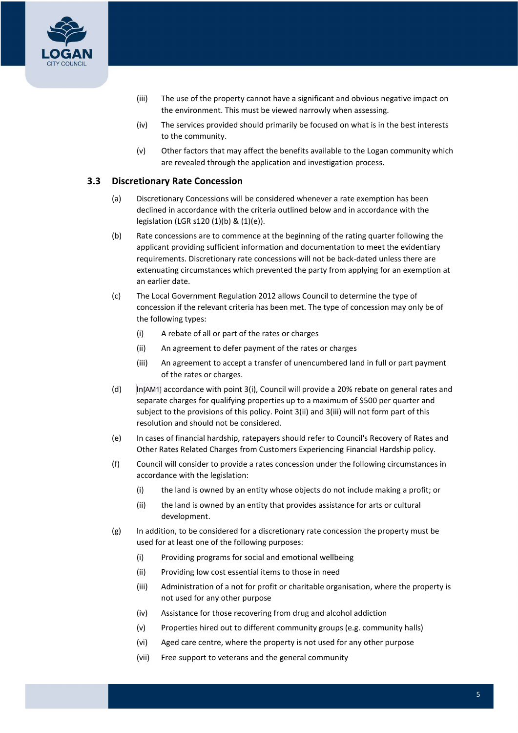(iii) The use of the property cannot have a significant and obvious negative impact on the environment. This must be viewed narrowly when assessing.

(iv) The services provided should primarily be focused on what is in the best interests to the community.

(v) Other factors that may affect the benefits available to the Logan community which are revealed through the application and investigation process.

### 3.3 Discretionary Rate Concession

(a) Discretionary Concessions will be considered whenever a rate exemption has been declined in accordance with the criteria outlined below and in accordance with the legislation (LGR s120 (1)(b) & (1)(e)).

(b) Rate concessions are to commence at the beginning of the rating quarter following the applicant providing sufficient information and documentation to meet the evidentiary requirements. Discretionary rate concessions will not be back-dated unless there are extenuating circumstances which prevented the party from applying for an exemption at an earlier date.

(c) The Local Government Regulation 2012 allows Council to determine the type of concession if the relevant criteria has been met. The type of concession may only be of the following types:

- (i) A rebate of all or part of the rates or charges
- (ii) An agreement to defer payment of the rates or charges
- (iii) An agreement to accept a transfer of unencumbered land in full or part payment of the rates or charges.

(d) In[AM1] accordance with point 3(i), Council will provide a 20% rebate on general rates and separate charges for qualifying properties up to a maximum of $500 per quarter and subject to the provisions of this policy. Point 3(ii) and 3(iii) will not form part of this resolution and should not be considered.

(e) In cases of financial hardship, ratepayers should refer to Council's Recovery of Rates and Other Rates Related Charges from Customers Experiencing Financial Hardship policy.

(f) Council will consider to provide a rates concession under the following circumstances in accordance with the legislation:

- (i) the land is owned by an entity whose objects do not include making a profit; or
- (ii) the land is owned by an entity that provides assistance for arts or cultural development.

(g) In addition, to be considered for a discretionary rate concession the property must be used for at least one of the following purposes:

- (i) Providing programs for social and emotional wellbeing
- (ii) Providing low cost essential items to those in need
- (iii) Administration of a not for profit or charitable organisation, where the property is not used for any other purpose
- (iv) Assistance for those recovering from drug and alcohol addiction
- (v) Properties hired out to different community groups (e.g. community halls)
- (vi) Aged care centre, where the property is not used for any other purpose
- (vii) Free support to veterans and the general community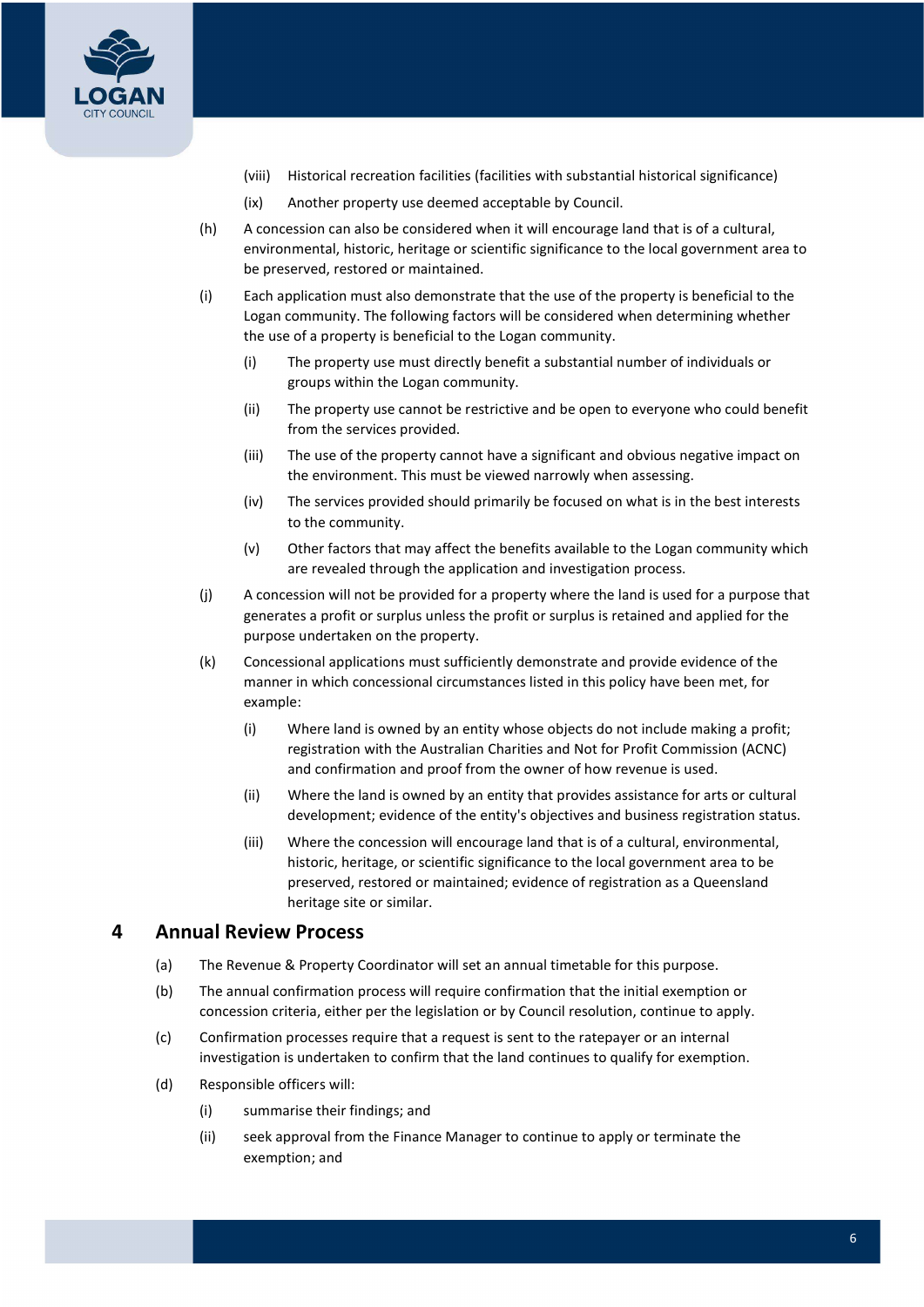(viii) Historical recreation facilities (facilities with substantial historical significance)

(ix) Another property use deemed acceptable by Council.

(h) A concession can also be considered when it will encourage land that is of a cultural, environmental, historic, heritage or scientific significance to the local government area to be preserved, restored or maintained.

(i) Each application must also demonstrate that the use of the property is beneficial to the Logan community. The following factors will be considered when determining whether the use of a property is beneficial to the Logan community.

   (i) The property use must directly benefit a substantial number of individuals or groups within the Logan community.

   (ii) The property use cannot be restrictive and be open to everyone who could benefit from the services provided.

   (iii) The use of the property cannot have a significant and obvious negative impact on the environment. This must be viewed narrowly when assessing.

   (iv) The services provided should primarily be focused on what is in the best interests to the community.

   (v) Other factors that may affect the benefits available to the Logan community which are revealed through the application and investigation process.

(j) A concession will not be provided for a property where the land is used for a purpose that generates a profit or surplus unless the profit or surplus is retained and applied for the purpose undertaken on the property.

(k) Concessional applications must sufficiently demonstrate and provide evidence of the manner in which concessional circumstances listed in this policy have been met, for example:

   (i) Where land is owned by an entity whose objects do not include making a profit; registration with the Australian Charities and Not for Profit Commission (ACNC) and confirmation and proof from the owner of how revenue is used.

   (ii) Where the land is owned by an entity that provides assistance for arts or cultural development; evidence of the entity's objectives and business registration status.

   (iii) Where the concession will encourage land that is of a cultural, environmental, historic, heritage, or scientific significance to the local government area to be preserved, restored or maintained; evidence of registration as a Queensland heritage site or similar.

# 4 Annual Review Process

(a) The Revenue & Property Coordinator will set an annual timetable for this purpose.

(b) The annual confirmation process will require confirmation that the initial exemption or concession criteria, either per the legislation or by Council resolution, continue to apply.

(c) Confirmation processes require that a request is sent to the ratepayer or an internal investigation is undertaken to confirm that the land continues to qualify for exemption.

(d) Responsible officers will:

   (i) summarise their findings; and

   (ii) seek approval from the Finance Manager to continue to apply or terminate the exemption; and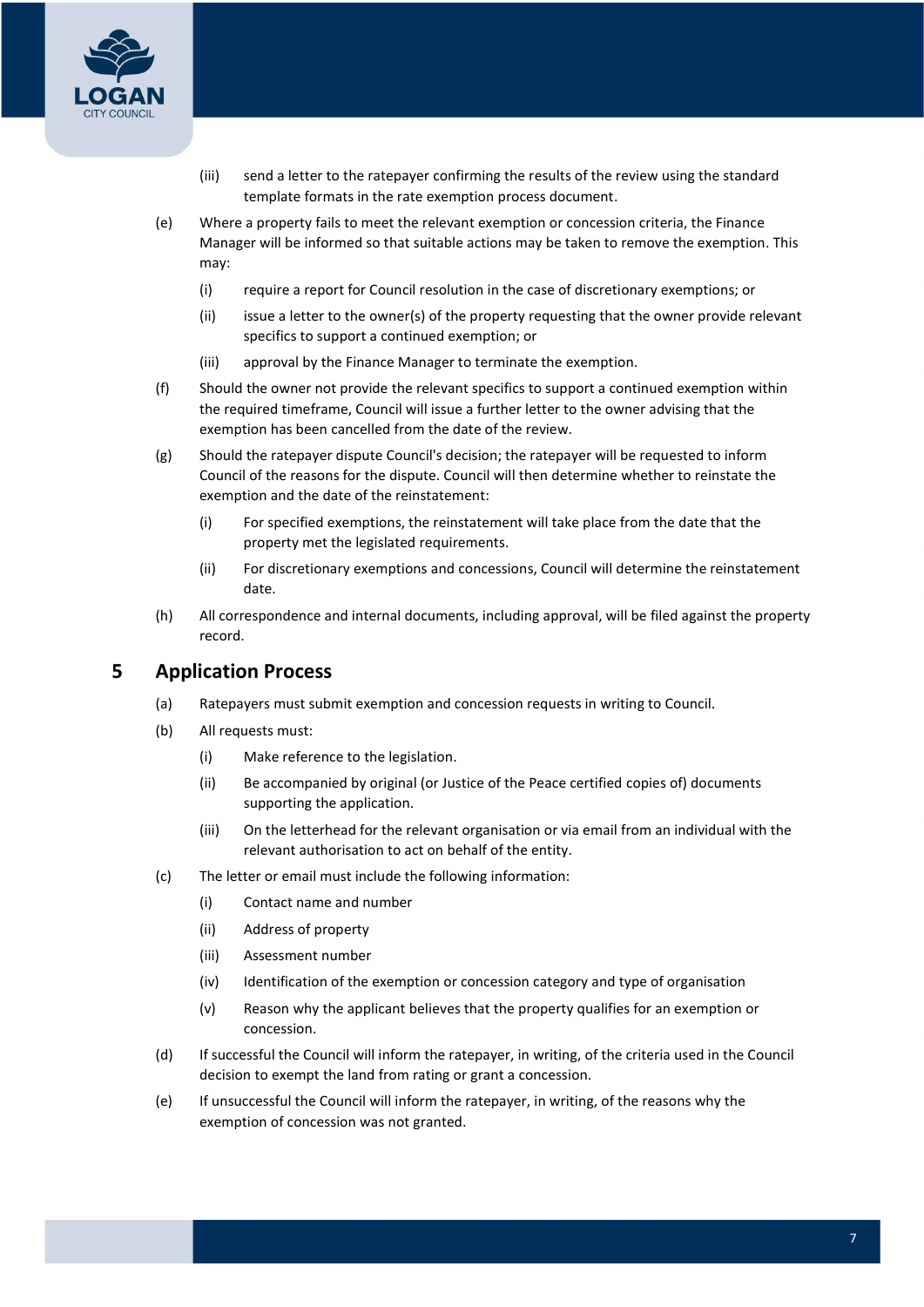(iii) send a letter to the ratepayer confirming the results of the review using the standard template formats in the rate exemption process document.

(e) Where a property fails to meet the relevant exemption or concession criteria, the Finance Manager will be informed so that suitable actions may be taken to remove the exemption. This may:

  (i) require a report for Council resolution in the case of discretionary exemptions; or

  (ii) issue a letter to the owner(s) of the property requesting that the owner provide relevant specifics to support a continued exemption; or

  (iii) approval by the Finance Manager to terminate the exemption.

(f) Should the owner not provide the relevant specifics to support a continued exemption within the required timeframe, Council will issue a further letter to the owner advising that the exemption has been cancelled from the date of the review.

(g) Should the ratepayer dispute Council's decision; the ratepayer will be requested to inform Council of the reasons for the dispute. Council will then determine whether to reinstate the exemption and the date of the reinstatement:

  (i) For specified exemptions, the reinstatement will take place from the date that the property met the legislated requirements.

  (ii) For discretionary exemptions and concessions, Council will determine the reinstatement date.

(h) All correspondence and internal documents, including approval, will be filed against the property record.

## 5 Application Process

(a) Ratepayers must submit exemption and concession requests in writing to Council.

(b) All requests must:

  (i) Make reference to the legislation.

  (ii) Be accompanied by original (or Justice of the Peace certified copies of) documents supporting the application.

  (iii) On the letterhead for the relevant organisation or via email from an individual with the relevant authorisation to act on behalf of the entity.

(c) The letter or email must include the following information:

  (i) Contact name and number

  (ii) Address of property

  (iii) Assessment number

  (iv) Identification of the exemption or concession category and type of organisation

  (v) Reason why the applicant believes that the property qualifies for an exemption or concession.

(d) If successful the Council will inform the ratepayer, in writing, of the criteria used in the Council decision to exempt the land from rating or grant a concession.

(e) If unsuccessful the Council will inform the ratepayer, in writing, of the reasons why the exemption of concession was not granted.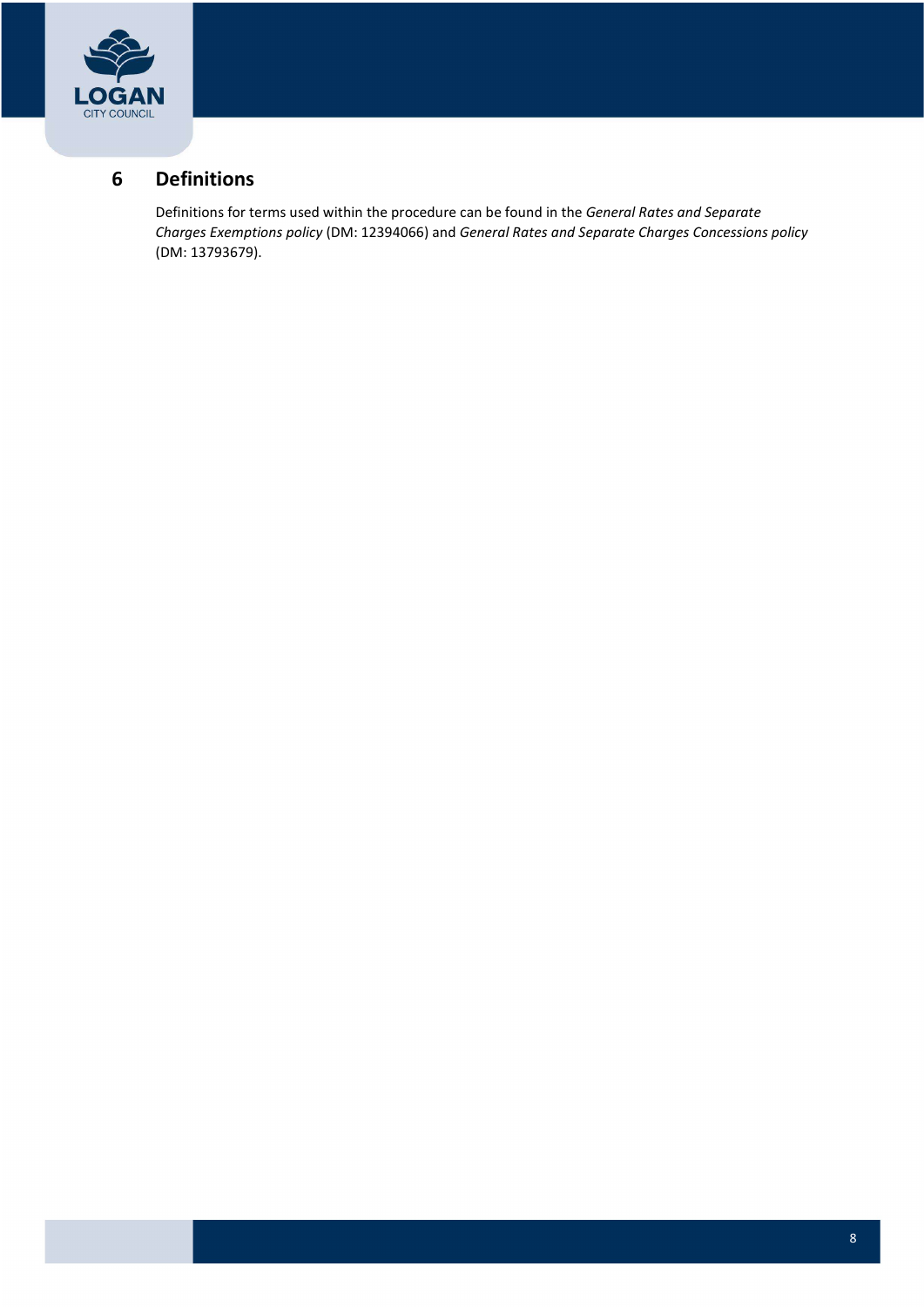## 6 Definitions

Definitions for terms used within the procedure can be found in the *General Rates and Separate Charges Exemptions policy* (DM: 12394066) and *General Rates and Separate Charges Concessions policy* (DM: 13793679).